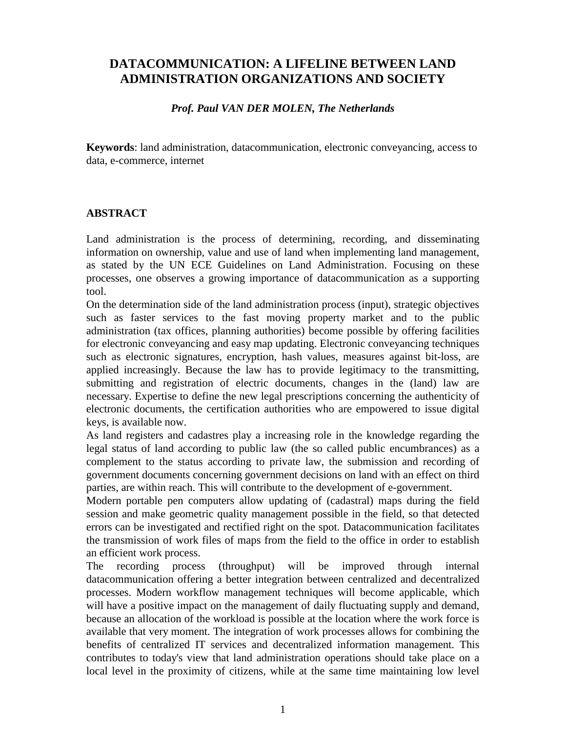# DATACOMMUNICATION: A LIFELINE BETWEEN LAND ADMINISTRATION ORGANIZATIONS AND SOCIETY

***Prof. Paul VAN DER MOLEN, The Netherlands***

**Keywords**: land administration, datacommunication, electronic conveyancing, access to data, e-commerce, internet

## ABSTRACT

Land administration is the process of determining, recording, and disseminating information on ownership, value and use of land when implementing land management, as stated by the UN ECE Guidelines on Land Administration. Focusing on these processes, one observes a growing importance of datacommunication as a supporting tool.

On the determination side of the land administration process (input), strategic objectives such as faster services to the fast moving property market and to the public administration (tax offices, planning authorities) become possible by offering facilities for electronic conveyancing and easy map updating. Electronic conveyancing techniques such as electronic signatures, encryption, hash values, measures against bit-loss, are applied increasingly. Because the law has to provide legitimacy to the transmitting, submitting and registration of electric documents, changes in the (land) law are necessary. Expertise to define the new legal prescriptions concerning the authenticity of electronic documents, the certification authorities who are empowered to issue digital keys, is available now.

As land registers and cadastres play a increasing role in the knowledge regarding the legal status of land according to public law (the so called public encumbrances) as a complement to the status according to private law, the submission and recording of government documents concerning government decisions on land with an effect on third parties, are within reach. This will contribute to the development of e-government.

Modern portable pen computers allow updating of (cadastral) maps during the field session and make geometric quality management possible in the field, so that detected errors can be investigated and rectified right on the spot. Datacommunication facilitates the transmission of work files of maps from the field to the office in order to establish an efficient work process.

The recording process (throughput) will be improved through internal datacommunication offering a better integration between centralized and decentralized processes. Modern workflow management techniques will become applicable, which will have a positive impact on the management of daily fluctuating supply and demand, because an allocation of the workload is possible at the location where the work force is available that very moment. The integration of work processes allows for combining the benefits of centralized IT services and decentralized information management. This contributes to today's view that land administration operations should take place on a local level in the proximity of citizens, while at the same time maintaining low level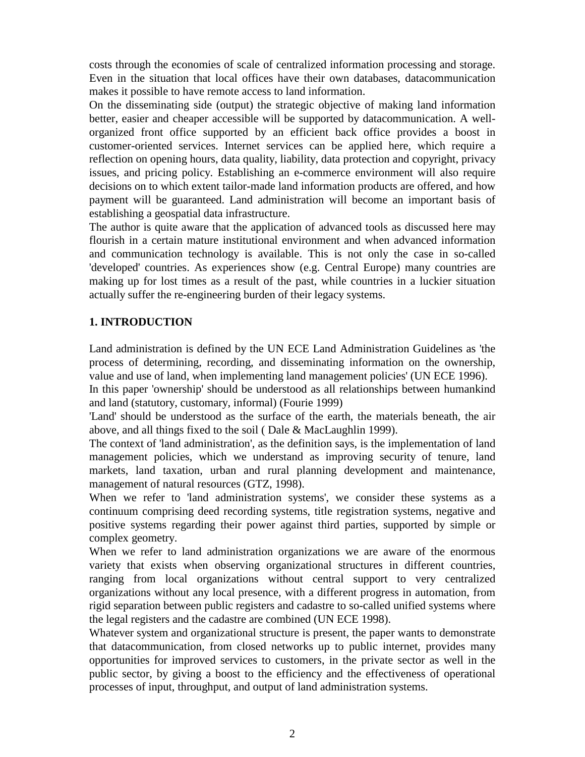costs through the economies of scale of centralized information processing and storage. Even in the situation that local offices have their own databases, datacommunication makes it possible to have remote access to land information.

On the disseminating side (output) the strategic objective of making land information better, easier and cheaper accessible will be supported by datacommunication. A well-organized front office supported by an efficient back office provides a boost in customer-oriented services. Internet services can be applied here, which require a reflection on opening hours, data quality, liability, data protection and copyright, privacy issues, and pricing policy. Establishing an e-commerce environment will also require decisions on to which extent tailor-made land information products are offered, and how payment will be guaranteed. Land administration will become an important basis of establishing a geospatial data infrastructure.

The author is quite aware that the application of advanced tools as discussed here may flourish in a certain mature institutional environment and when advanced information and communication technology is available. This is not only the case in so-called 'developed' countries. As experiences show (e.g. Central Europe) many countries are making up for lost times as a result of the past, while countries in a luckier situation actually suffer the re-engineering burden of their legacy systems.

## 1. INTRODUCTION

Land administration is defined by the UN ECE Land Administration Guidelines as 'the process of determining, recording, and disseminating information on the ownership, value and use of land, when implementing land management policies' (UN ECE 1996).

In this paper 'ownership' should be understood as all relationships between humankind and land (statutory, customary, informal) (Fourie 1999)

'Land' should be understood as the surface of the earth, the materials beneath, the air above, and all things fixed to the soil ( Dale & MacLaughlin 1999).

The context of 'land administration', as the definition says, is the implementation of land management policies, which we understand as improving security of tenure, land markets, land taxation, urban and rural planning development and maintenance, management of natural resources (GTZ, 1998).

When we refer to 'land administration systems', we consider these systems as a continuum comprising deed recording systems, title registration systems, negative and positive systems regarding their power against third parties, supported by simple or complex geometry.

When we refer to land administration organizations we are aware of the enormous variety that exists when observing organizational structures in different countries, ranging from local organizations without central support to very centralized organizations without any local presence, with a different progress in automation, from rigid separation between public registers and cadastre to so-called unified systems where the legal registers and the cadastre are combined (UN ECE 1998).

Whatever system and organizational structure is present, the paper wants to demonstrate that datacommunication, from closed networks up to public internet, provides many opportunities for improved services to customers, in the private sector as well in the public sector, by giving a boost to the efficiency and the effectiveness of operational processes of input, throughput, and output of land administration systems.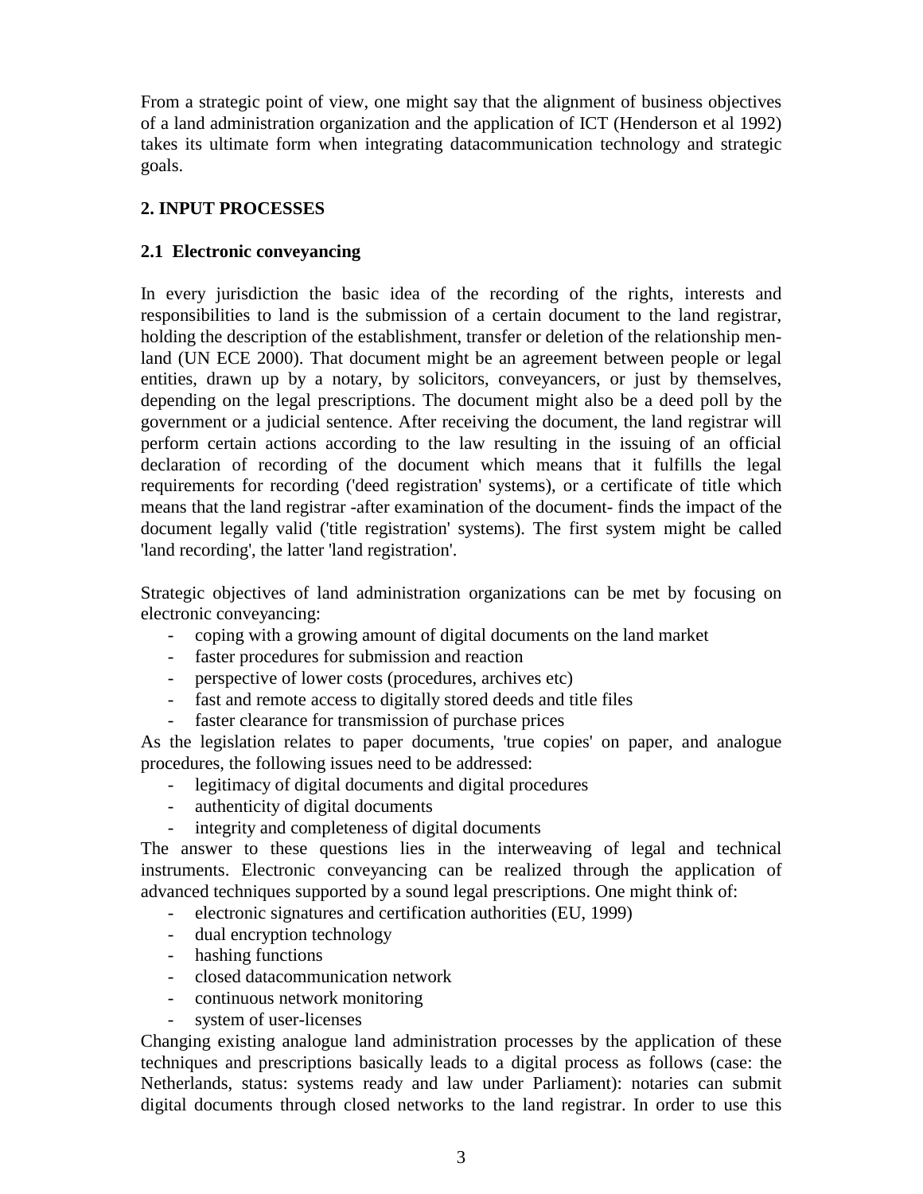From a strategic point of view, one might say that the alignment of business objectives of a land administration organization and the application of ICT (Henderson et al 1992) takes its ultimate form when integrating datacommunication technology and strategic goals.

## 2. INPUT PROCESSES

### 2.1 Electronic conveyancing

In every jurisdiction the basic idea of the recording of the rights, interests and responsibilities to land is the submission of a certain document to the land registrar, holding the description of the establishment, transfer or deletion of the relationship men-land (UN ECE 2000). That document might be an agreement between people or legal entities, drawn up by a notary, by solicitors, conveyancers, or just by themselves, depending on the legal prescriptions. The document might also be a deed poll by the government or a judicial sentence. After receiving the document, the land registrar will perform certain actions according to the law resulting in the issuing of an official declaration of recording of the document which means that it fulfills the legal requirements for recording ('deed registration' systems), or a certificate of title which means that the land registrar -after examination of the document- finds the impact of the document legally valid ('title registration' systems). The first system might be called 'land recording', the latter 'land registration'.

Strategic objectives of land administration organizations can be met by focusing on electronic conveyancing:

- coping with a growing amount of digital documents on the land market
- faster procedures for submission and reaction
- perspective of lower costs (procedures, archives etc)
- fast and remote access to digitally stored deeds and title files
- faster clearance for transmission of purchase prices

As the legislation relates to paper documents, 'true copies' on paper, and analogue procedures, the following issues need to be addressed:

- legitimacy of digital documents and digital procedures
- authenticity of digital documents
- integrity and completeness of digital documents

The answer to these questions lies in the interweaving of legal and technical instruments. Electronic conveyancing can be realized through the application of advanced techniques supported by a sound legal prescriptions. One might think of:

- electronic signatures and certification authorities (EU, 1999)
- dual encryption technology
- hashing functions
- closed datacommunication network
- continuous network monitoring
- system of user-licenses

Changing existing analogue land administration processes by the application of these techniques and prescriptions basically leads to a digital process as follows (case: the Netherlands, status: systems ready and law under Parliament): notaries can submit digital documents through closed networks to the land registrar. In order to use this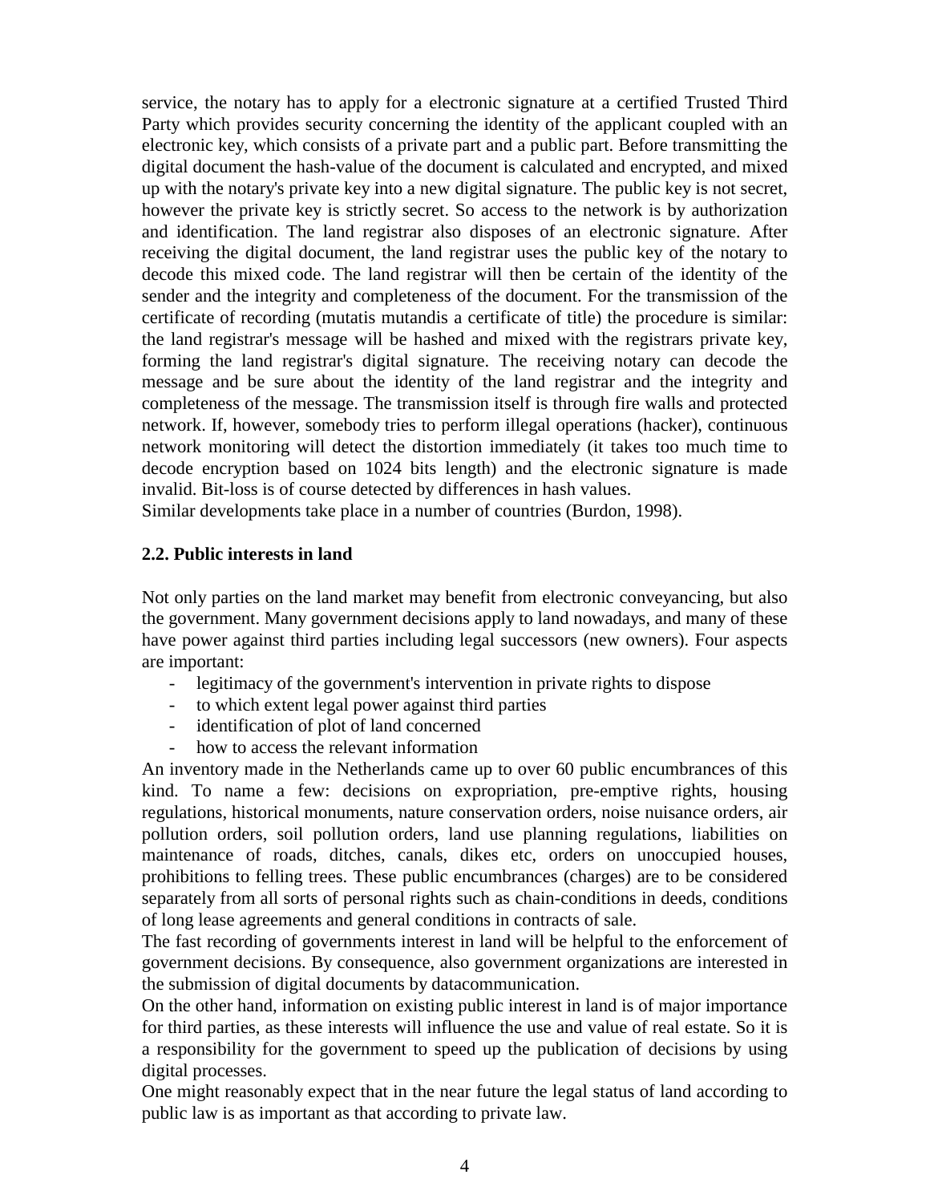service, the notary has to apply for a electronic signature at a certified Trusted Third Party which provides security concerning the identity of the applicant coupled with an electronic key, which consists of a private part and a public part. Before transmitting the digital document the hash-value of the document is calculated and encrypted, and mixed up with the notary's private key into a new digital signature. The public key is not secret, however the private key is strictly secret. So access to the network is by authorization and identification. The land registrar also disposes of an electronic signature. After receiving the digital document, the land registrar uses the public key of the notary to decode this mixed code. The land registrar will then be certain of the identity of the sender and the integrity and completeness of the document. For the transmission of the certificate of recording (mutatis mutandis a certificate of title) the procedure is similar: the land registrar's message will be hashed and mixed with the registrars private key, forming the land registrar's digital signature. The receiving notary can decode the message and be sure about the identity of the land registrar and the integrity and completeness of the message. The transmission itself is through fire walls and protected network. If, however, somebody tries to perform illegal operations (hacker), continuous network monitoring will detect the distortion immediately (it takes too much time to decode encryption based on 1024 bits length) and the electronic signature is made invalid. Bit-loss is of course detected by differences in hash values.
Similar developments take place in a number of countries (Burdon, 1998).

### 2.2. Public interests in land

Not only parties on the land market may benefit from electronic conveyancing, but also the government. Many government decisions apply to land nowadays, and many of these have power against third parties including legal successors (new owners). Four aspects are important:

- legitimacy of the government's intervention in private rights to dispose
- to which extent legal power against third parties
- identification of plot of land concerned
- how to access the relevant information

An inventory made in the Netherlands came up to over 60 public encumbrances of this kind. To name a few: decisions on expropriation, pre-emptive rights, housing regulations, historical monuments, nature conservation orders, noise nuisance orders, air pollution orders, soil pollution orders, land use planning regulations, liabilities on maintenance of roads, ditches, canals, dikes etc, orders on unoccupied houses, prohibitions to felling trees. These public encumbrances (charges) are to be considered separately from all sorts of personal rights such as chain-conditions in deeds, conditions of long lease agreements and general conditions in contracts of sale.
The fast recording of governments interest in land will be helpful to the enforcement of government decisions. By consequence, also government organizations are interested in the submission of digital documents by datacommunication.
On the other hand, information on existing public interest in land is of major importance for third parties, as these interests will influence the use and value of real estate. So it is a responsibility for the government to speed up the publication of decisions by using digital processes.
One might reasonably expect that in the near future the legal status of land according to public law is as important as that according to private law.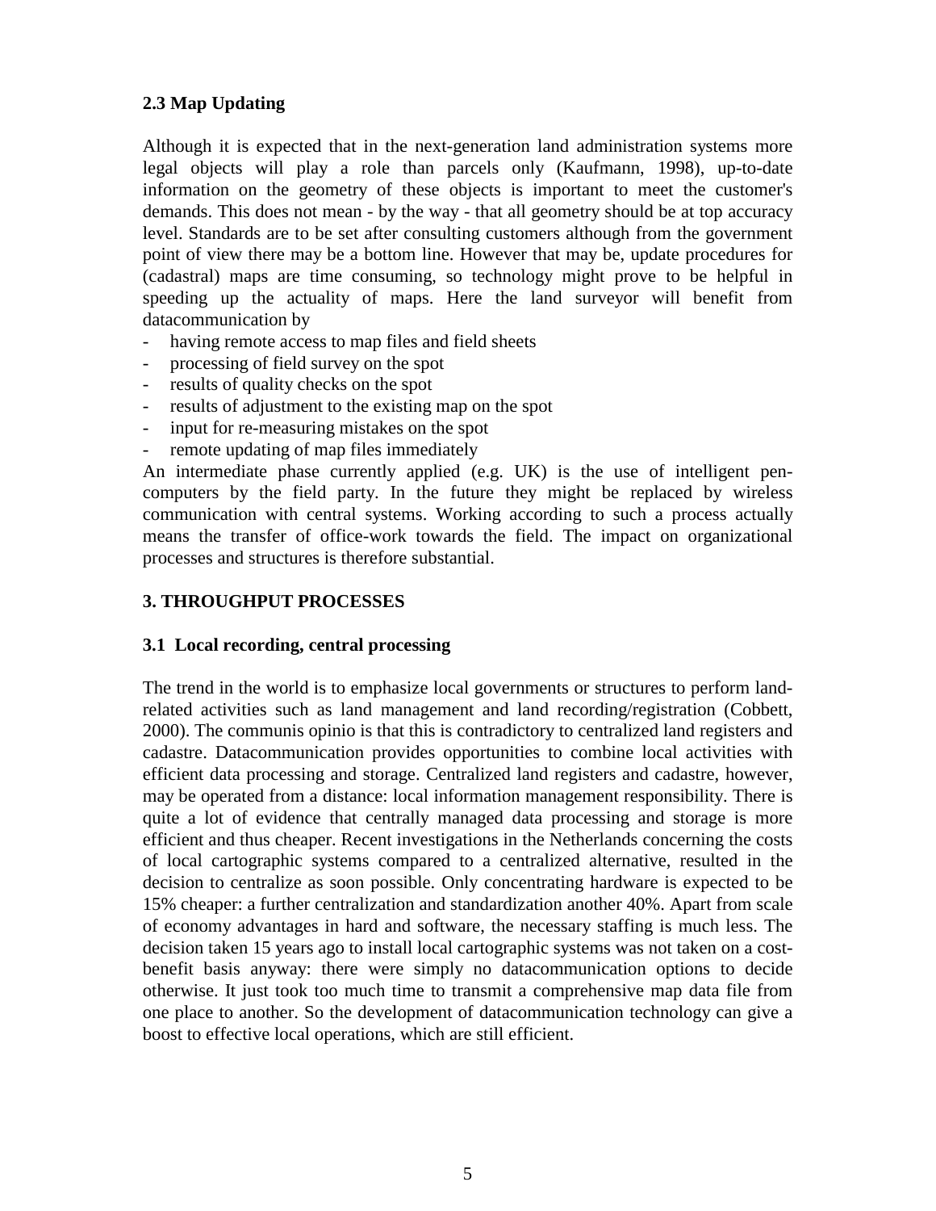### 2.3 Map Updating

Although it is expected that in the next-generation land administration systems more legal objects will play a role than parcels only (Kaufmann, 1998), up-to-date information on the geometry of these objects is important to meet the customer's demands. This does not mean - by the way - that all geometry should be at top accuracy level. Standards are to be set after consulting customers although from the government point of view there may be a bottom line. However that may be, update procedures for (cadastral) maps are time consuming, so technology might prove to be helpful in speeding up the actuality of maps. Here the land surveyor will benefit from datacommunication by

- having remote access to map files and field sheets
- processing of field survey on the spot
- results of quality checks on the spot
- results of adjustment to the existing map on the spot
- input for re-measuring mistakes on the spot
- remote updating of map files immediately

An intermediate phase currently applied (e.g. UK) is the use of intelligent pen-computers by the field party. In the future they might be replaced by wireless communication with central systems. Working according to such a process actually means the transfer of office-work towards the field. The impact on organizational processes and structures is therefore substantial.

## 3. THROUGHPUT PROCESSES

### 3.1 Local recording, central processing

The trend in the world is to emphasize local governments or structures to perform land-related activities such as land management and land recording/registration (Cobbett, 2000). The communis opinio is that this is contradictory to centralized land registers and cadastre. Datacommunication provides opportunities to combine local activities with efficient data processing and storage. Centralized land registers and cadastre, however, may be operated from a distance: local information management responsibility. There is quite a lot of evidence that centrally managed data processing and storage is more efficient and thus cheaper. Recent investigations in the Netherlands concerning the costs of local cartographic systems compared to a centralized alternative, resulted in the decision to centralize as soon possible. Only concentrating hardware is expected to be 15% cheaper: a further centralization and standardization another 40%. Apart from scale of economy advantages in hard and software, the necessary staffing is much less. The decision taken 15 years ago to install local cartographic systems was not taken on a cost-benefit basis anyway: there were simply no datacommunication options to decide otherwise. It just took too much time to transmit a comprehensive map data file from one place to another. So the development of datacommunication technology can give a boost to effective local operations, which are still efficient.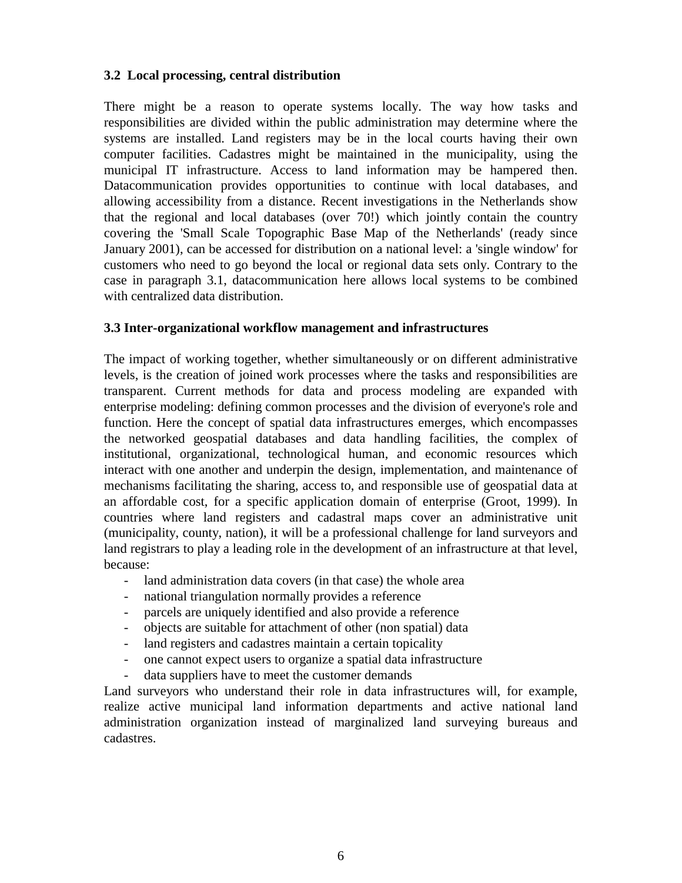### 3.2 Local processing, central distribution

There might be a reason to operate systems locally. The way how tasks and responsibilities are divided within the public administration may determine where the systems are installed. Land registers may be in the local courts having their own computer facilities. Cadastres might be maintained in the municipality, using the municipal IT infrastructure. Access to land information may be hampered then. Datacommunication provides opportunities to continue with local databases, and allowing accessibility from a distance. Recent investigations in the Netherlands show that the regional and local databases (over 70!) which jointly contain the country covering the 'Small Scale Topographic Base Map of the Netherlands' (ready since January 2001), can be accessed for distribution on a national level: a 'single window' for customers who need to go beyond the local or regional data sets only. Contrary to the case in paragraph 3.1, datacommunication here allows local systems to be combined with centralized data distribution.

### 3.3 Inter-organizational workflow management and infrastructures

The impact of working together, whether simultaneously or on different administrative levels, is the creation of joined work processes where the tasks and responsibilities are transparent. Current methods for data and process modeling are expanded with enterprise modeling: defining common processes and the division of everyone's role and function. Here the concept of spatial data infrastructures emerges, which encompasses the networked geospatial databases and data handling facilities, the complex of institutional, organizational, technological human, and economic resources which interact with one another and underpin the design, implementation, and maintenance of mechanisms facilitating the sharing, access to, and responsible use of geospatial data at an affordable cost, for a specific application domain of enterprise (Groot, 1999). In countries where land registers and cadastral maps cover an administrative unit (municipality, county, nation), it will be a professional challenge for land surveyors and land registrars to play a leading role in the development of an infrastructure at that level, because:

- land administration data covers (in that case) the whole area
- national triangulation normally provides a reference
- parcels are uniquely identified and also provide a reference
- objects are suitable for attachment of other (non spatial) data
- land registers and cadastres maintain a certain topicality
- one cannot expect users to organize a spatial data infrastructure
- data suppliers have to meet the customer demands

Land surveyors who understand their role in data infrastructures will, for example, realize active municipal land information departments and active national land administration organization instead of marginalized land surveying bureaus and cadastres.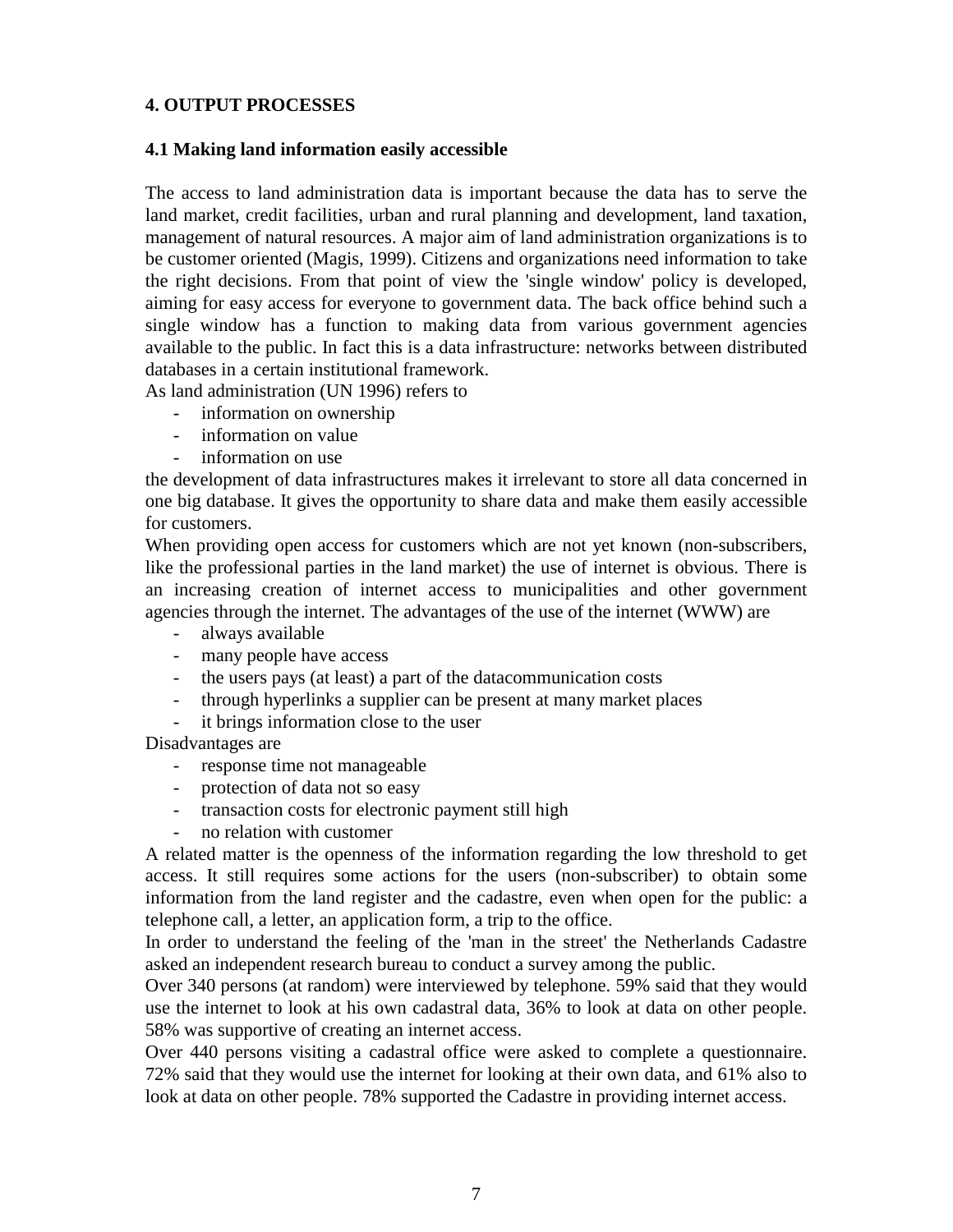## 4. OUTPUT PROCESSES

### 4.1 Making land information easily accessible

The access to land administration data is important because the data has to serve the land market, credit facilities, urban and rural planning and development, land taxation, management of natural resources. A major aim of land administration organizations is to be customer oriented (Magis, 1999). Citizens and organizations need information to take the right decisions. From that point of view the 'single window' policy is developed, aiming for easy access for everyone to government data. The back office behind such a single window has a function to making data from various government agencies available to the public. In fact this is a data infrastructure: networks between distributed databases in a certain institutional framework.

As land administration (UN 1996) refers to

- information on ownership
- information on value
- information on use

the development of data infrastructures makes it irrelevant to store all data concerned in one big database. It gives the opportunity to share data and make them easily accessible for customers.

When providing open access for customers which are not yet known (non-subscribers, like the professional parties in the land market) the use of internet is obvious. There is an increasing creation of internet access to municipalities and other government agencies through the internet. The advantages of the use of the internet (WWW) are

- always available
- many people have access
- the users pays (at least) a part of the datacommunication costs
- through hyperlinks a supplier can be present at many market places
- it brings information close to the user

Disadvantages are

- response time not manageable
- protection of data not so easy
- transaction costs for electronic payment still high
- no relation with customer

A related matter is the openness of the information regarding the low threshold to get access. It still requires some actions for the users (non-subscriber) to obtain some information from the land register and the cadastre, even when open for the public: a telephone call, a letter, an application form, a trip to the office.

In order to understand the feeling of the 'man in the street' the Netherlands Cadastre asked an independent research bureau to conduct a survey among the public.

Over 340 persons (at random) were interviewed by telephone. 59% said that they would use the internet to look at his own cadastral data, 36% to look at data on other people. 58% was supportive of creating an internet access.

Over 440 persons visiting a cadastral office were asked to complete a questionnaire. 72% said that they would use the internet for looking at their own data, and 61% also to look at data on other people. 78% supported the Cadastre in providing internet access.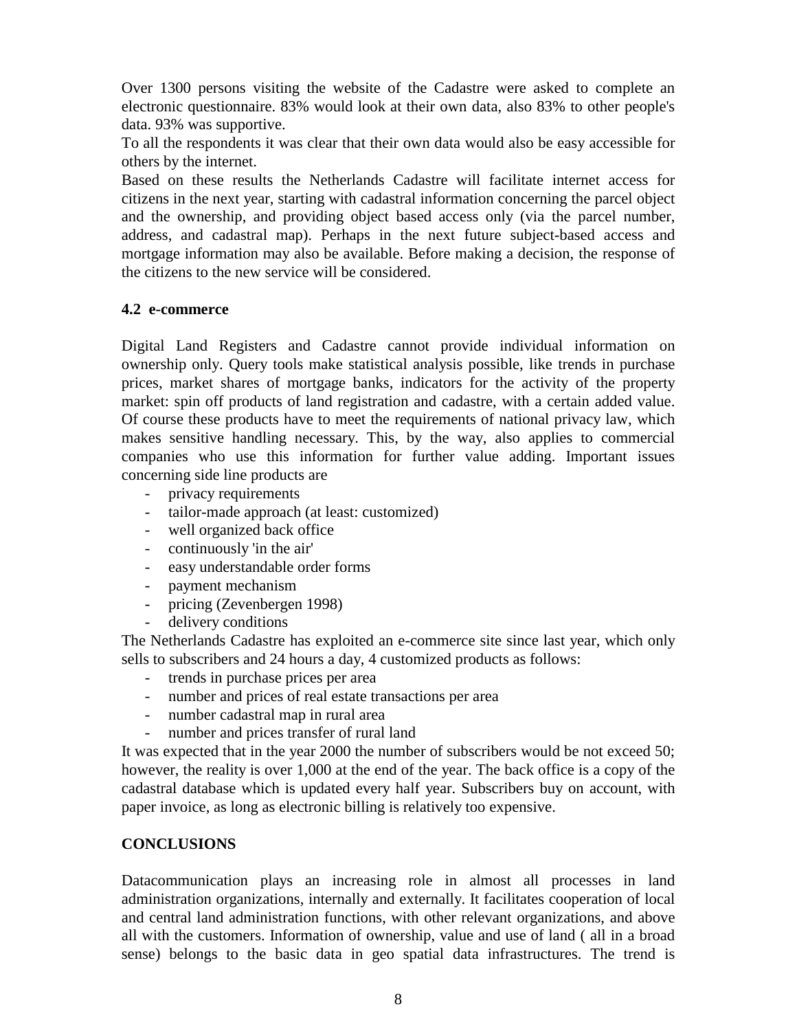Over 1300 persons visiting the website of the Cadastre were asked to complete an electronic questionnaire. 83% would look at their own data, also 83% to other people's data. 93% was supportive.

To all the respondents it was clear that their own data would also be easy accessible for others by the internet.

Based on these results the Netherlands Cadastre will facilitate internet access for citizens in the next year, starting with cadastral information concerning the parcel object and the ownership, and providing object based access only (via the parcel number, address, and cadastral map). Perhaps in the next future subject-based access and mortgage information may also be available. Before making a decision, the response of the citizens to the new service will be considered.

### 4.2 e-commerce

Digital Land Registers and Cadastre cannot provide individual information on ownership only. Query tools make statistical analysis possible, like trends in purchase prices, market shares of mortgage banks, indicators for the activity of the property market: spin off products of land registration and cadastre, with a certain added value. Of course these products have to meet the requirements of national privacy law, which makes sensitive handling necessary. This, by the way, also applies to commercial companies who use this information for further value adding. Important issues concerning side line products are

- privacy requirements
- tailor-made approach (at least: customized)
- well organized back office
- continuously 'in the air'
- easy understandable order forms
- payment mechanism
- pricing (Zevenbergen 1998)
- delivery conditions

The Netherlands Cadastre has exploited an e-commerce site since last year, which only sells to subscribers and 24 hours a day, 4 customized products as follows:

- trends in purchase prices per area
- number and prices of real estate transactions per area
- number cadastral map in rural area
- number and prices transfer of rural land

It was expected that in the year 2000 the number of subscribers would be not exceed 50; however, the reality is over 1,000 at the end of the year. The back office is a copy of the cadastral database which is updated every half year. Subscribers buy on account, with paper invoice, as long as electronic billing is relatively too expensive.

## CONCLUSIONS

Datacommunication plays an increasing role in almost all processes in land administration organizations, internally and externally. It facilitates cooperation of local and central land administration functions, with other relevant organizations, and above all with the customers. Information of ownership, value and use of land ( all in a broad sense) belongs to the basic data in geo spatial data infrastructures. The trend is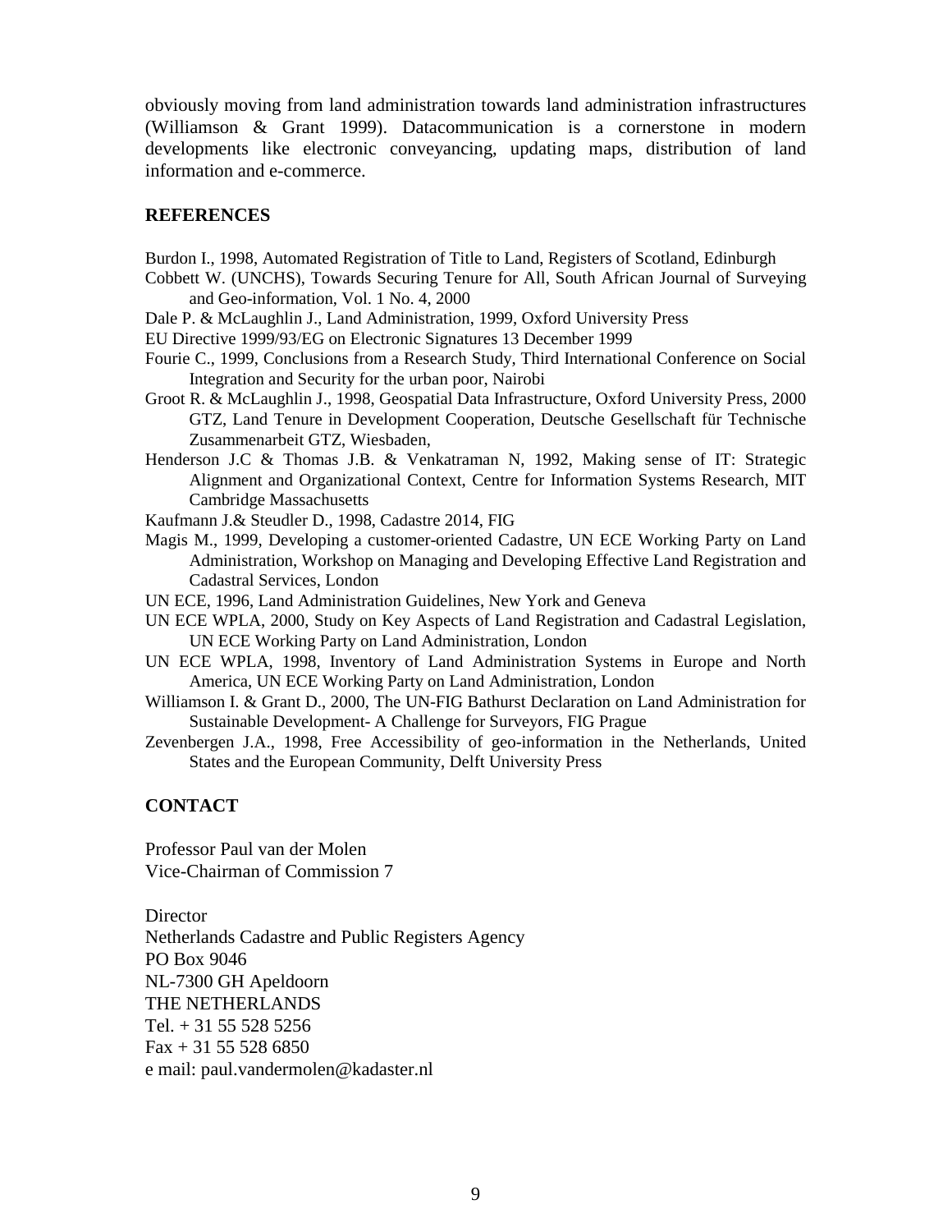obviously moving from land administration towards land administration infrastructures (Williamson & Grant 1999). Datacommunication is a cornerstone in modern developments like electronic conveyancing, updating maps, distribution of land information and e-commerce.

## REFERENCES

Burdon I., 1998, Automated Registration of Title to Land, Registers of Scotland, Edinburgh

Cobbett W. (UNCHS), Towards Securing Tenure for All, South African Journal of Surveying and Geo-information, Vol. 1 No. 4, 2000

Dale P. & McLaughlin J., Land Administration, 1999, Oxford University Press

EU Directive 1999/93/EG on Electronic Signatures 13 December 1999

Fourie C., 1999, Conclusions from a Research Study, Third International Conference on Social Integration and Security for the urban poor, Nairobi

Groot R. & McLaughlin J., 1998, Geospatial Data Infrastructure, Oxford University Press, 2000 GTZ, Land Tenure in Development Cooperation, Deutsche Gesellschaft für Technische Zusammenarbeit GTZ, Wiesbaden,

Henderson J.C & Thomas J.B. & Venkatraman N, 1992, Making sense of IT: Strategic Alignment and Organizational Context, Centre for Information Systems Research, MIT Cambridge Massachusetts

Kaufmann J.& Steudler D., 1998, Cadastre 2014, FIG

Magis M., 1999, Developing a customer-oriented Cadastre, UN ECE Working Party on Land Administration, Workshop on Managing and Developing Effective Land Registration and Cadastral Services, London

UN ECE, 1996, Land Administration Guidelines, New York and Geneva

UN ECE WPLA, 2000, Study on Key Aspects of Land Registration and Cadastral Legislation, UN ECE Working Party on Land Administration, London

UN ECE WPLA, 1998, Inventory of Land Administration Systems in Europe and North America, UN ECE Working Party on Land Administration, London

Williamson I. & Grant D., 2000, The UN-FIG Bathurst Declaration on Land Administration for Sustainable Development- A Challenge for Surveyors, FIG Prague

Zevenbergen J.A., 1998, Free Accessibility of geo-information in the Netherlands, United States and the European Community, Delft University Press

## CONTACT

Professor Paul van der Molen  
Vice-Chairman of Commission 7

Director  
Netherlands Cadastre and Public Registers Agency  
PO Box 9046  
NL-7300 GH Apeldoorn  
THE NETHERLANDS  
Tel. + 31 55 528 5256  
Fax + 31 55 528 6850  
e mail: paul.vandermolen@kadaster.nl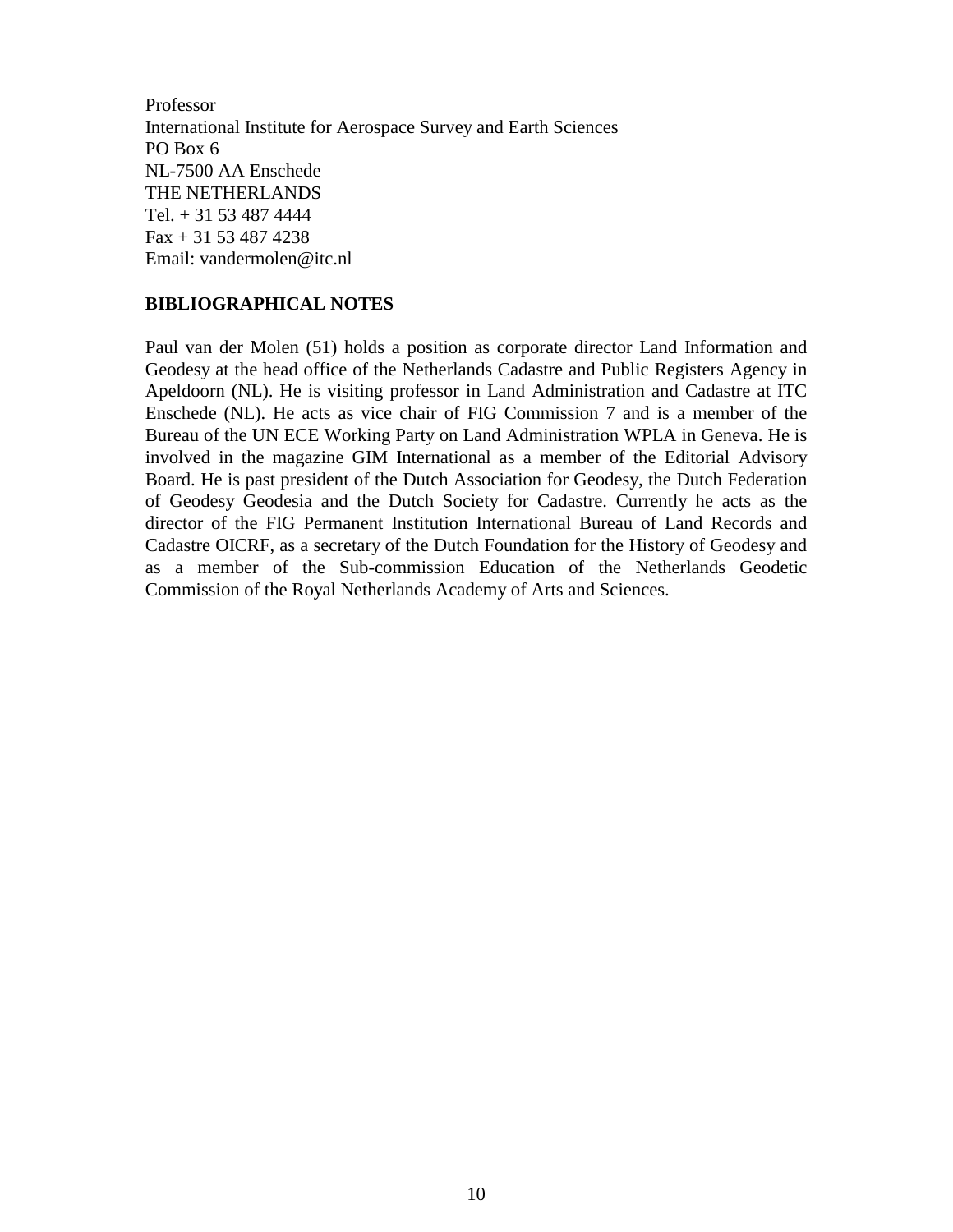Professor
International Institute for Aerospace Survey and Earth Sciences
PO Box 6
NL-7500 AA Enschede
THE NETHERLANDS
Tel. + 31 53 487 4444
Fax + 31 53 487 4238
Email: vandermolen@itc.nl

**BIBLIOGRAPHICAL NOTES**

Paul van der Molen (51) holds a position as corporate director Land Information and Geodesy at the head office of the Netherlands Cadastre and Public Registers Agency in Apeldoorn (NL). He is visiting professor in Land Administration and Cadastre at ITC Enschede (NL). He acts as vice chair of FIG Commission 7 and is a member of the Bureau of the UN ECE Working Party on Land Administration WPLA in Geneva. He is involved in the magazine GIM International as a member of the Editorial Advisory Board. He is past president of the Dutch Association for Geodesy, the Dutch Federation of Geodesy Geodesia and the Dutch Society for Cadastre. Currently he acts as the director of the FIG Permanent Institution International Bureau of Land Records and Cadastre OICRF, as a secretary of the Dutch Foundation for the History of Geodesy and as a member of the Sub-commission Education of the Netherlands Geodetic Commission of the Royal Netherlands Academy of Arts and Sciences.